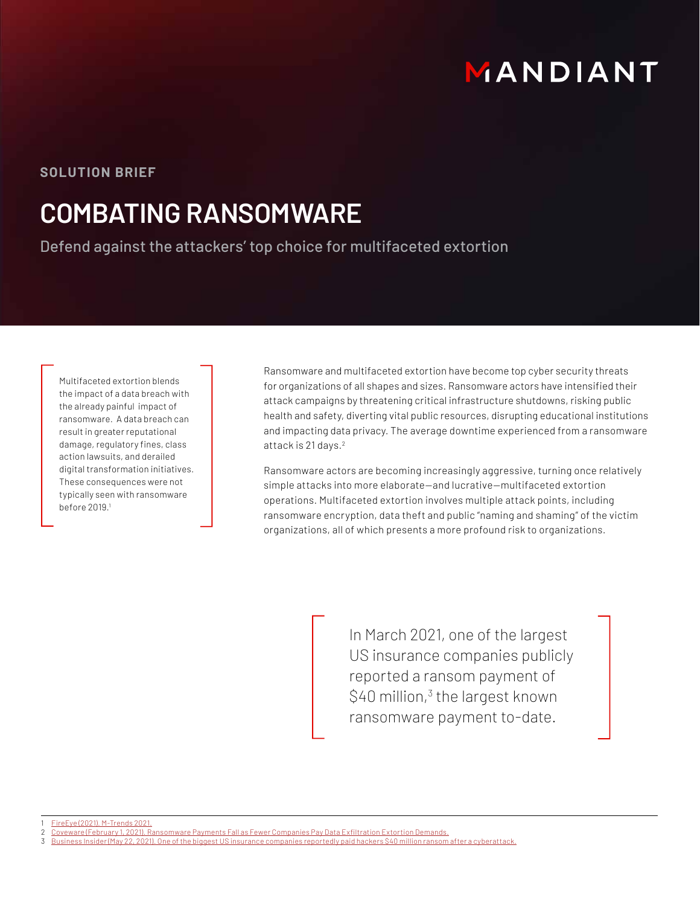MANDIANT

**SOLUTION BRIEF**

# COMBATING RANSOMWARE

Defend against the attackers' top choice for multifaceted extortion

> Multifaceted extortion blends the impact of a data breach with the already painful impact of ransomware. A data breach can result in greater reputational damage, regulatory fines, class action lawsuits, and derailed digital transformation initiatives. These consequences were not typically seen with ransomware before 2019.[1]

Ransomware and multifaceted extortion have become top cyber security threats for organizations of all shapes and sizes. Ransomware actors have intensified their attack campaigns by threatening critical infrastructure shutdowns, risking public health and safety, diverting vital public resources, disrupting educational institutions and impacting data privacy. The average downtime experienced from a ransomware attack is 21 days.[2]

Ransomware actors are becoming increasingly aggressive, turning once relatively simple attacks into more elaborate—and lucrative—multifaceted extortion operations. Multifaceted extortion involves multiple attack points, including ransomware encryption, data theft and public "naming and shaming" of the victim organizations, all of which presents a more profound risk to organizations.

> In March 2021, one of the largest US insurance companies publicly reported a ransom payment of $40 million,[3] the largest known ransomware payment to-date.

1 FireEye (2021). M-Trends 2021.
2 Coveware (February 1, 2021). Ransomware Payments Fall as Fewer Companies Pay Data Exfiltration Extortion Demands.
3 Business Insider (May 22, 2021). One of the biggest US insurance companies reportedly paid hackers $40 million ransom after a cyberattack.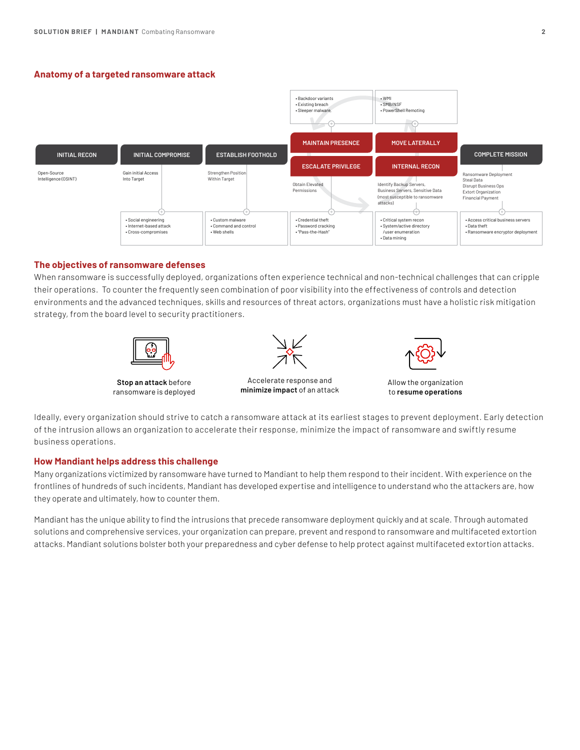## Anatomy of a targeted ransomware attack

| Stage | Description | Techniques |
|---|---|---|
| INITIAL RECON | Open-Source Intelligence (OSINT) | |
| INITIAL COMPROMISE | Gain initial Access Into Target | • Social engineering<br>• Internet-based attack<br>• Cross-compromises |
| ESTABLISH FOOTHOLD | Strengthen Position Within Target | • Custom malware<br>• Command and control<br>• Web shells |
| ESCALATE PRIVILEGE | Obtain Elevated Permissions | • Credential theft<br>• Password cracking<br>• "Pass-the-Hash" |
| INTERNAL RECON | Identify Backup Servers, Business Servers, Sensitive Data (most susceptible to ransomware attacks) | • Critical system recon<br>• System/active directory /user enumeration<br>• Data mining |
| MOVE LATERALLY | | • WMI<br>• SMB/NSF<br>• PowerShell Remoting |
| MAINTAIN PRESENCE | | • Backdoor variants<br>• Existing breach<br>• Sleeper malware, |
| COMPLETE MISSION | Ransomware Deployment<br>Steal Data<br>Disrupt Business Ops<br>Extort Organization<br>Financial Payment | • Access critical business servers<br>• Data theft<br>• Ransomware encryptor deployment |

## The objectives of ransomware defenses

When ransomware is successfully deployed, organizations often experience technical and non-technical challenges that can cripple their operations. To counter the frequently seen combination of poor visibility into the effectiveness of controls and detection environments and the advanced techniques, skills and resources of threat actors, organizations must have a holistic risk mitigation strategy, from the board level to security practitioners.

**Stop an attack** before ransomware is deployed

Accelerate response and **minimize impact** of an attack

Allow the organization to **resume operations**

Ideally, every organization should strive to catch a ransomware attack at its earliest stages to prevent deployment. Early detection of the intrusion allows an organization to accelerate their response, minimize the impact of ransomware and swiftly resume business operations.

## How Mandiant helps address this challenge

Many organizations victimized by ransomware have turned to Mandiant to help them respond to their incident. With experience on the frontlines of hundreds of such incidents, Mandiant has developed expertise and intelligence to understand who the attackers are, how they operate and ultimately, how to counter them.

Mandiant has the unique ability to find the intrusions that precede ransomware deployment quickly and at scale. Through automated solutions and comprehensive services, your organization can prepare, prevent and respond to ransomware and multifaceted extortion attacks. Mandiant solutions bolster both your preparedness and cyber defense to help protect against multifaceted extortion attacks.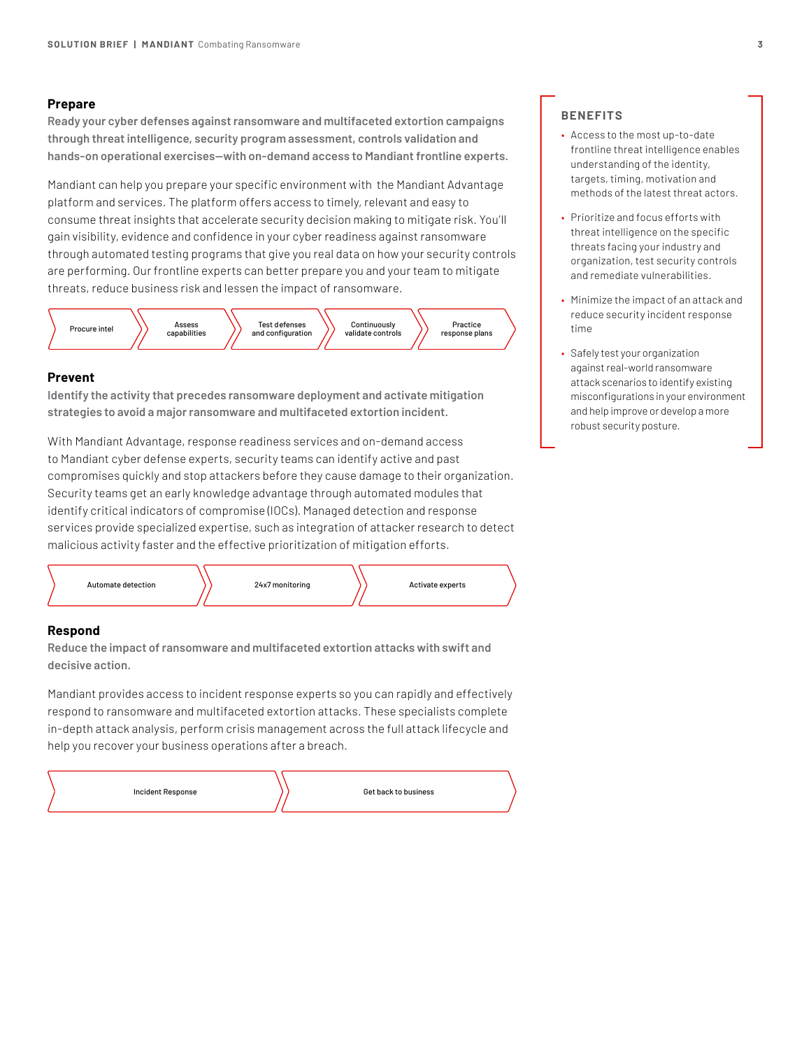## Prepare

**Ready your cyber defenses against ransomware and multifaceted extortion campaigns through threat intelligence, security program assessment, controls validation and hands-on operational exercises—with on-demand access to Mandiant frontline experts.**

Mandiant can help you prepare your specific environment with the Mandiant Advantage platform and services. The platform offers access to timely, relevant and easy to consume threat insights that accelerate security decision making to mitigate risk. You'll gain visibility, evidence and confidence in your cyber readiness against ransomware through automated testing programs that give you real data on how your security controls are performing. Our frontline experts can better prepare you and your team to mitigate threats, reduce business risk and lessen the impact of ransomware.

Procure intel → Assess capabilities → Test defenses and configuration → Continuously validate controls → Practice response plans

## Prevent

**Identify the activity that precedes ransomware deployment and activate mitigation strategies to avoid a major ransomware and multifaceted extortion incident.**

With Mandiant Advantage, response readiness services and on-demand access to Mandiant cyber defense experts, security teams can identify active and past compromises quickly and stop attackers before they cause damage to their organization. Security teams get an early knowledge advantage through automated modules that identify critical indicators of compromise (IOCs). Managed detection and response services provide specialized expertise, such as integration of attacker research to detect malicious activity faster and the effective prioritization of mitigation efforts.

Automate detection → 24x7 monitoring → Activate experts

## Respond

**Reduce the impact of ransomware and multifaceted extortion attacks with swift and decisive action.**

Mandiant provides access to incident response experts so you can rapidly and effectively respond to ransomware and multifaceted extortion attacks. These specialists complete in-depth attack analysis, perform crisis management across the full attack lifecycle and help you recover your business operations after a breach.

Incident Response → Get back to business

### BENEFITS

- Access to the most up-to-date frontline threat intelligence enables understanding of the identity, targets, timing, motivation and methods of the latest threat actors.
- Prioritize and focus efforts with threat intelligence on the specific threats facing your industry and organization, test security controls and remediate vulnerabilities.
- Minimize the impact of an attack and reduce security incident response time
- Safely test your organization against real-world ransomware attack scenarios to identify existing misconfigurations in your environment and help improve or develop a more robust security posture.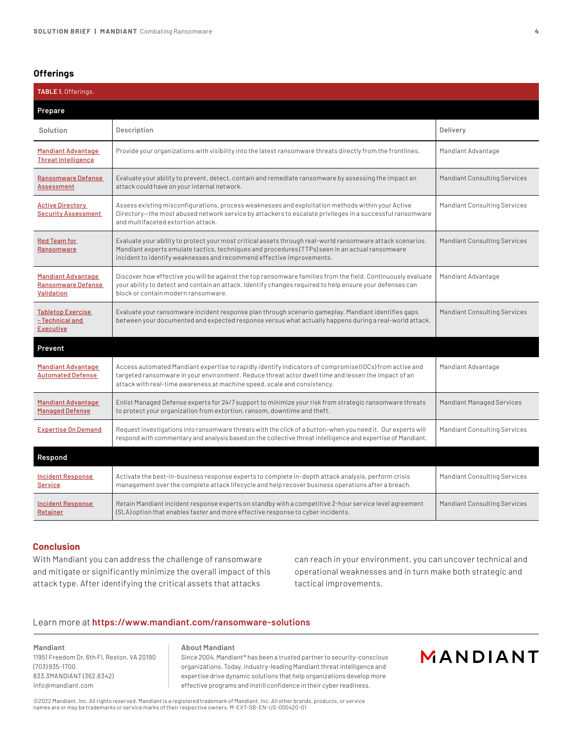## Offerings

TABLE 1. Offerings.

| Solution | Description | Delivery |
| --- | --- | --- |
| **Prepare** | | |
| Mandiant Advantage Threat Intelligence | Provide your organizations with visibility into the latest ransomware threats directly from the frontlines. | Mandiant Advantage |
| Ransomware Defense Assessment | Evaluate your ability to prevent, detect, contain and remediate ransomware by assessing the impact an attack could have on your internal network. | Mandiant Consulting Services |
| Active Directory Security Assessment | Assess existing misconfigurations, process weaknesses and exploitation methods within your Active Directory—the most abused network service by attackers to escalate privileges in a successful ransomware and multifaceted extortion attack. | Mandiant Consulting Services |
| Red Team for Ransomware | Evaluate your ability to protect your most critical assets through real-world ransomware attack scenarios. Mandiant experts emulate tactics, techniques and procedures (TTPs) seen in an actual ransomware incident to identify weaknesses and recommend effective improvements. | Mandiant Consulting Services |
| Mandiant Advantage Ransomware Defense Validation | Discover how effective you will be against the top ransomware families from the field. Continuously evaluate your ability to detect and contain an attack. Identify changes required to help ensure your defenses can block or contain modern ransomware. | Mandiant Advantage |
| Tabletop Exercise – Technical and Executive | Evaluate your ransomware incident response plan through scenario gameplay. Mandiant identifies gaps between your documented and expected response versus what actually happens during a real-world attack. | Mandiant Consulting Services |
| **Prevent** | | |
| Mandiant Advantage Automated Defense | Access automated Mandiant expertise to rapidly identify indicators of compromise (IOCs) from active and targeted ransomware in your environment. Reduce threat actor dwell time and lessen the impact of an attack with real-time awareness at machine speed, scale and consistency. | Mandiant Advantage |
| Mandiant Advantage Managed Defense | Enlist Managed Defense experts for 24/7 support to minimize your risk from strategic ransomware threats to protect your organization from extortion, ransom, downtime and theft. | Mandiant Managed Services |
| Expertise On Demand | Request investigations into ransomware threats with the click of a button–when you need it. Our experts will respond with commentary and analysis based on the collective threat intelligence and expertise of Mandiant. | Mandiant Consulting Services |
| **Respond** | | |
| Incident Response Service | Activate the best-in-business response experts to complete in-depth attack analysis, perform crisis management over the complete attack lifecycle and help recover business operations after a breach. | Mandiant Consulting Services |
| Incident Response Retainer | Retain Mandiant incident response experts on standby with a competitive 2-hour service level agreement (SLA) option that enables faster and more effective response to cyber incidents. | Mandiant Consulting Services |

## Conclusion

With Mandiant you can address the challenge of ransomware and mitigate or significantly minimize the overall impact of this attack type. After identifying the critical assets that attacks can reach in your environment, you can uncover technical and operational weaknesses and in turn make both strategic and tactical improvements.

Learn more at **https://www.mandiant.com/ransomware-solutions**

**Mandiant**
11951 Freedom Dr, 6th Fl, Reston, VA 20190
(703) 935-1700
833.3MANDIANT (362.6342)
info@mandiant.com

**About Mandiant**
Since 2004, Mandiant® has been a trusted partner to security-conscious organizations. Today, industry-leading Mandiant threat intelligence and expertise drive dynamic solutions that help organizations develop more effective programs and instill confidence in their cyber readiness.

MANDIANT

©2022 Mandiant, Inc. All rights reserved. Mandiant is a registered trademark of Mandiant, Inc. All other brands, products, or service names are or may be trademarks or service marks of their respective owners. M-EXT-SB-EN-US-000420-01